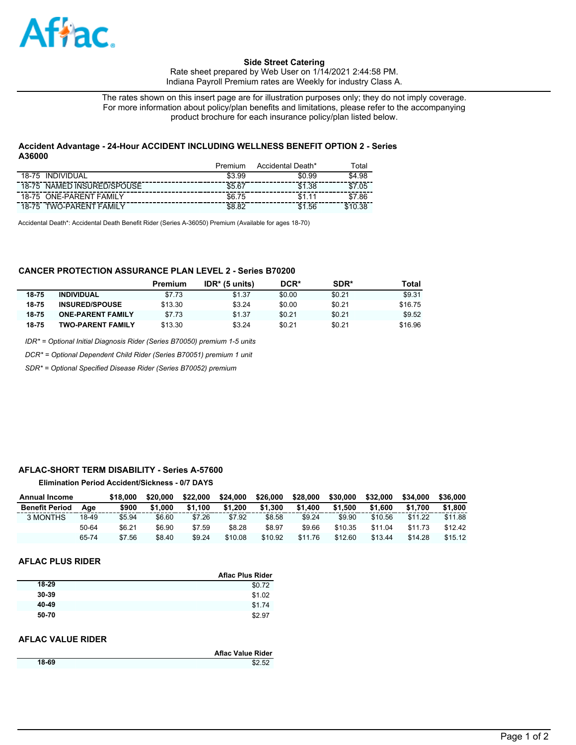**Side Street Catering**
Rate sheet prepared by Web User on 1/14/2021 2:44:58 PM.
Indiana Payroll Premium rates are Weekly for industry Class A.

The rates shown on this insert page are for illustration purposes only; they do not imply coverage. For more information about policy/plan benefits and limitations, please refer to the accompanying product brochure for each insurance policy/plan listed below.

### Accident Advantage - 24-Hour ACCIDENT INCLUDING WELLNESS BENEFIT OPTION 2 - Series A36000

| | Premium | Accidental Death* | Total |
|---|---|---|---|
| 18-75 INDIVIDUAL | $3.99 | $0.99 | $4.98 |
| 18-75 NAMED INSURED/SPOUSE | $5.67 | $1.38 | $7.05 |
| 18-75 ONE-PARENT FAMILY | $6.75 | $1.11 | $7.86 |
| 18-75 TWO-PARENT FAMILY | $8.82 | $1.56 | $10.38 |

Accidental Death*: Accidental Death Benefit Rider (Series A-36050) Premium (Available for ages 18-70)

### CANCER PROTECTION ASSURANCE PLAN LEVEL 2 - Series B70200

| | | Premium | IDR* (5 units) | DCR* | SDR* | Total |
|---|---|---|---|---|---|---|
| 18-75 | INDIVIDUAL | $7.73 | $1.37 | $0.00 | $0.21 | $9.31 |
| 18-75 | INSURED/SPOUSE | $13.30 | $3.24 | $0.00 | $0.21 | $16.75 |
| 18-75 | ONE-PARENT FAMILY | $7.73 | $1.37 | $0.21 | $0.21 | $9.52 |
| 18-75 | TWO-PARENT FAMILY | $13.30 | $3.24 | $0.21 | $0.21 | $16.96 |

*IDR* = Optional Initial Diagnosis Rider (Series B70050) premium 1-5 units*

*DCR* = Optional Dependent Child Rider (Series B70051) premium 1 unit*

*SDR* = Optional Specified Disease Rider (Series B70052) premium*

### AFLAC-SHORT TERM DISABILITY - Series A-57600

**Elimination Period Accident/Sickness - 0/7 DAYS**

| Annual Income | | $18,000 | $20,000 | $22,000 | $24,000 | $26,000 | $28,000 | $30,000 | $32,000 | $34,000 | $36,000 |
|---|---|---|---|---|---|---|---|---|---|---|---|
| **Benefit Period** | **Age** | **$900** | **$1,000** | **$1,100** | **$1,200** | **$1,300** | **$1,400** | **$1,500** | **$1,600** | **$1,700** | **$1,800** |
| 3 MONTHS | 18-49 | $5.94 | $6.60 | $7.26 | $7.92 | $8.58 | $9.24 | $9.90 | $10.56 | $11.22 | $11.88 |
| | 50-64 | $6.21 | $6.90 | $7.59 | $8.28 | $8.97 | $9.66 | $10.35 | $11.04 | $11.73 | $12.42 |
| | 65-74 | $7.56 | $8.40 | $9.24 | $10.08 | $10.92 | $11.76 | $12.60 | $13.44 | $14.28 | $15.12 |

### AFLAC PLUS RIDER

| | Aflac Plus Rider |
|---|---|
| 18-29 | $0.72 |
| 30-39 | $1.02 |
| 40-49 | $1.74 |
| 50-70 | $2.97 |

### AFLAC VALUE RIDER

| | Aflac Value Rider |
|---|---|
| 18-69 | $2.52 |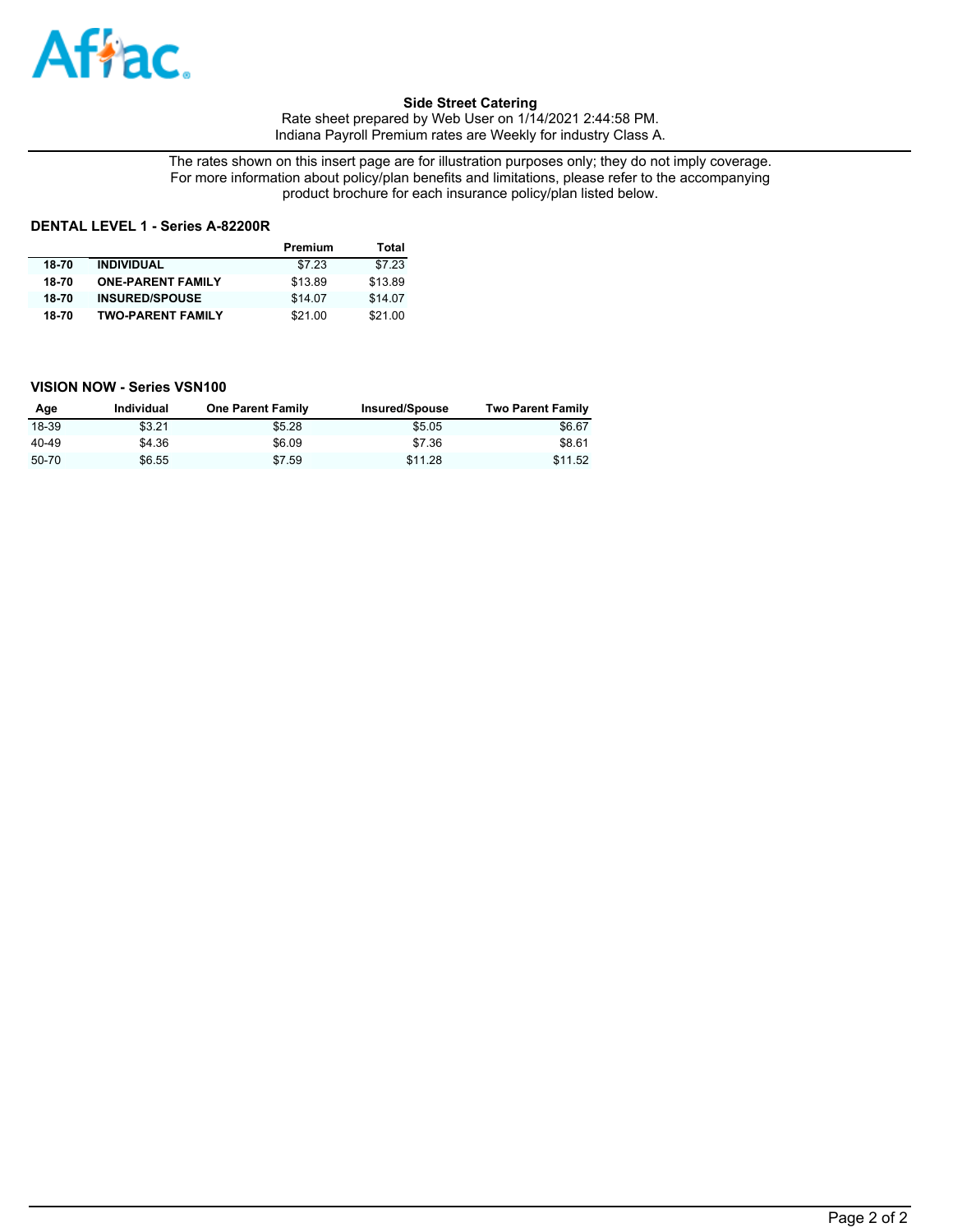**Side Street Catering**
Rate sheet prepared by Web User on 1/14/2021 2:44:58 PM.
Indiana Payroll Premium rates are Weekly for industry Class A.

The rates shown on this insert page are for illustration purposes only; they do not imply coverage. For more information about policy/plan benefits and limitations, please refer to the accompanying product brochure for each insurance policy/plan listed below.

### DENTAL LEVEL 1 - Series A-82200R

| | | Premium | Total |
|---|---|---|---|
| 18-70 | INDIVIDUAL | $7.23 | $7.23 |
| 18-70 | ONE-PARENT FAMILY | $13.89 | $13.89 |
| 18-70 | INSURED/SPOUSE | $14.07 | $14.07 |
| 18-70 | TWO-PARENT FAMILY | $21.00 | $21.00 |

### VISION NOW - Series VSN100

| Age | Individual | One Parent Family | Insured/Spouse | Two Parent Family |
|---|---|---|---|---|
| 18-39 | $3.21 | $5.28 | $5.05 | $6.67 |
| 40-49 | $4.36 | $6.09 | $7.36 | $8.61 |
| 50-70 | $6.55 | $7.59 | $11.28 | $11.52 |